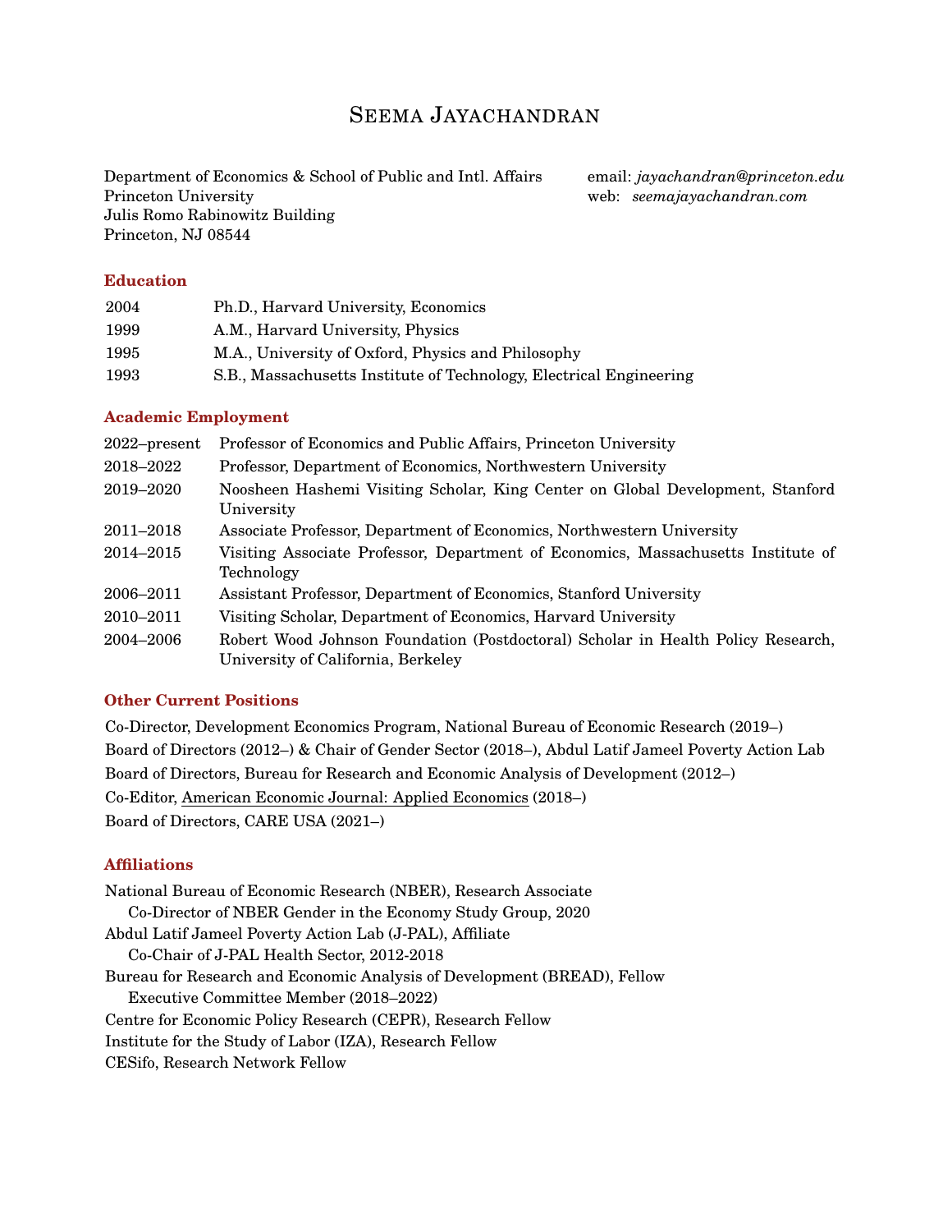# Seema Jayachandran

Department of Economics & School of Public and Intl. Affairs
Princeton University
Julis Romo Rabinowitz Building
Princeton, NJ 08544

email: *jayachandran@princeton.edu*
web: *seemajayachandran.com*

## Education

| | |
|---|---|
| 2004 | Ph.D., Harvard University, Economics |
| 1999 | A.M., Harvard University, Physics |
| 1995 | M.A., University of Oxford, Physics and Philosophy |
| 1993 | S.B., Massachusetts Institute of Technology, Electrical Engineering |

## Academic Employment

| | |
|---|---|
| 2022–present | Professor of Economics and Public Affairs, Princeton University |
| 2018–2022 | Professor, Department of Economics, Northwestern University |
| 2019–2020 | Noosheen Hashemi Visiting Scholar, King Center on Global Development, Stanford University |
| 2011–2018 | Associate Professor, Department of Economics, Northwestern University |
| 2014–2015 | Visiting Associate Professor, Department of Economics, Massachusetts Institute of Technology |
| 2006–2011 | Assistant Professor, Department of Economics, Stanford University |
| 2010–2011 | Visiting Scholar, Department of Economics, Harvard University |
| 2004–2006 | Robert Wood Johnson Foundation (Postdoctoral) Scholar in Health Policy Research, University of California, Berkeley |

## Other Current Positions

Co-Director, Development Economics Program, National Bureau of Economic Research (2019–)
Board of Directors (2012–) & Chair of Gender Sector (2018–), Abdul Latif Jameel Poverty Action Lab
Board of Directors, Bureau for Research and Economic Analysis of Development (2012–)
Co-Editor, American Economic Journal: Applied Economics (2018–)
Board of Directors, CARE USA (2021–)

## Affiliations

National Bureau of Economic Research (NBER), Research Associate
- Co-Director of NBER Gender in the Economy Study Group, 2020

Abdul Latif Jameel Poverty Action Lab (J-PAL), Affiliate
- Co-Chair of J-PAL Health Sector, 2012-2018

Bureau for Research and Economic Analysis of Development (BREAD), Fellow
- Executive Committee Member (2018–2022)

Centre for Economic Policy Research (CEPR), Research Fellow
Institute for the Study of Labor (IZA), Research Fellow
CESifo, Research Network Fellow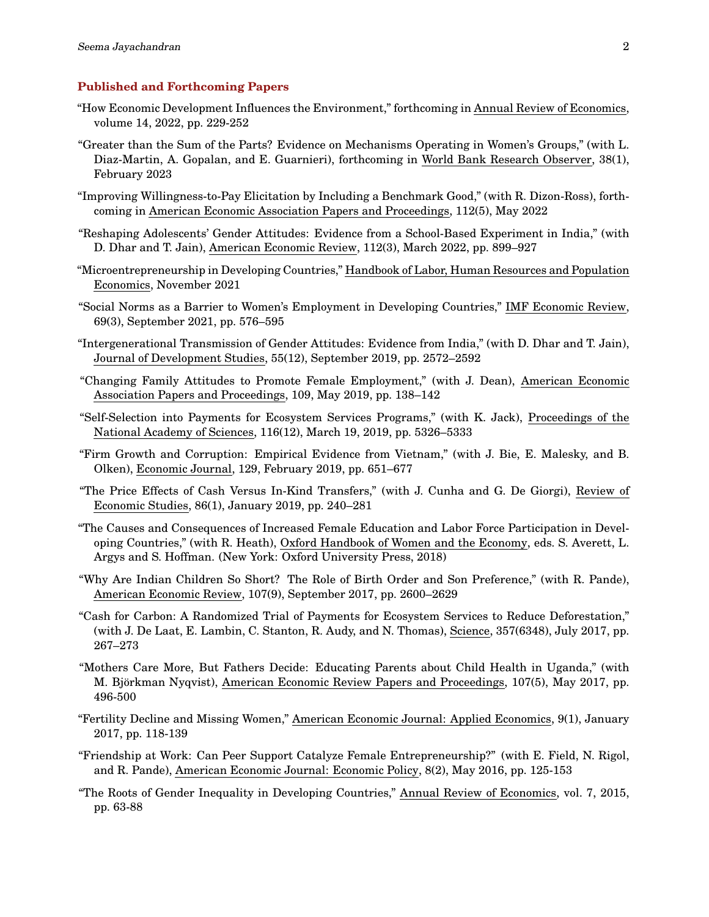## Published and Forthcoming Papers

"How Economic Development Influences the Environment," forthcoming in Annual Review of Economics, volume 14, 2022, pp. 229-252

"Greater than the Sum of the Parts? Evidence on Mechanisms Operating in Women's Groups," (with L. Diaz-Martin, A. Gopalan, and E. Guarnieri), forthcoming in World Bank Research Observer, 38(1), February 2023

"Improving Willingness-to-Pay Elicitation by Including a Benchmark Good," (with R. Dizon-Ross), forthcoming in American Economic Association Papers and Proceedings, 112(5), May 2022

"Reshaping Adolescents' Gender Attitudes: Evidence from a School-Based Experiment in India," (with D. Dhar and T. Jain), American Economic Review, 112(3), March 2022, pp. 899–927

"Microentrepreneurship in Developing Countries," Handbook of Labor, Human Resources and Population Economics, November 2021

"Social Norms as a Barrier to Women's Employment in Developing Countries," IMF Economic Review, 69(3), September 2021, pp. 576–595

"Intergenerational Transmission of Gender Attitudes: Evidence from India," (with D. Dhar and T. Jain), Journal of Development Studies, 55(12), September 2019, pp. 2572–2592

"Changing Family Attitudes to Promote Female Employment," (with J. Dean), American Economic Association Papers and Proceedings, 109, May 2019, pp. 138–142

"Self-Selection into Payments for Ecosystem Services Programs," (with K. Jack), Proceedings of the National Academy of Sciences, 116(12), March 19, 2019, pp. 5326–5333

"Firm Growth and Corruption: Empirical Evidence from Vietnam," (with J. Bie, E. Malesky, and B. Olken), Economic Journal, 129, February 2019, pp. 651–677

"The Price Effects of Cash Versus In-Kind Transfers," (with J. Cunha and G. De Giorgi), Review of Economic Studies, 86(1), January 2019, pp. 240–281

"The Causes and Consequences of Increased Female Education and Labor Force Participation in Developing Countries," (with R. Heath), Oxford Handbook of Women and the Economy, eds. S. Averett, L. Argys and S. Hoffman. (New York: Oxford University Press, 2018)

"Why Are Indian Children So Short? The Role of Birth Order and Son Preference," (with R. Pande), American Economic Review, 107(9), September 2017, pp. 2600–2629

"Cash for Carbon: A Randomized Trial of Payments for Ecosystem Services to Reduce Deforestation," (with J. De Laat, E. Lambin, C. Stanton, R. Audy, and N. Thomas), Science, 357(6348), July 2017, pp. 267–273

"Mothers Care More, But Fathers Decide: Educating Parents about Child Health in Uganda," (with M. Björkman Nyqvist), American Economic Review Papers and Proceedings, 107(5), May 2017, pp. 496-500

"Fertility Decline and Missing Women," American Economic Journal: Applied Economics, 9(1), January 2017, pp. 118-139

"Friendship at Work: Can Peer Support Catalyze Female Entrepreneurship?" (with E. Field, N. Rigol, and R. Pande), American Economic Journal: Economic Policy, 8(2), May 2016, pp. 125-153

"The Roots of Gender Inequality in Developing Countries," Annual Review of Economics, vol. 7, 2015, pp. 63-88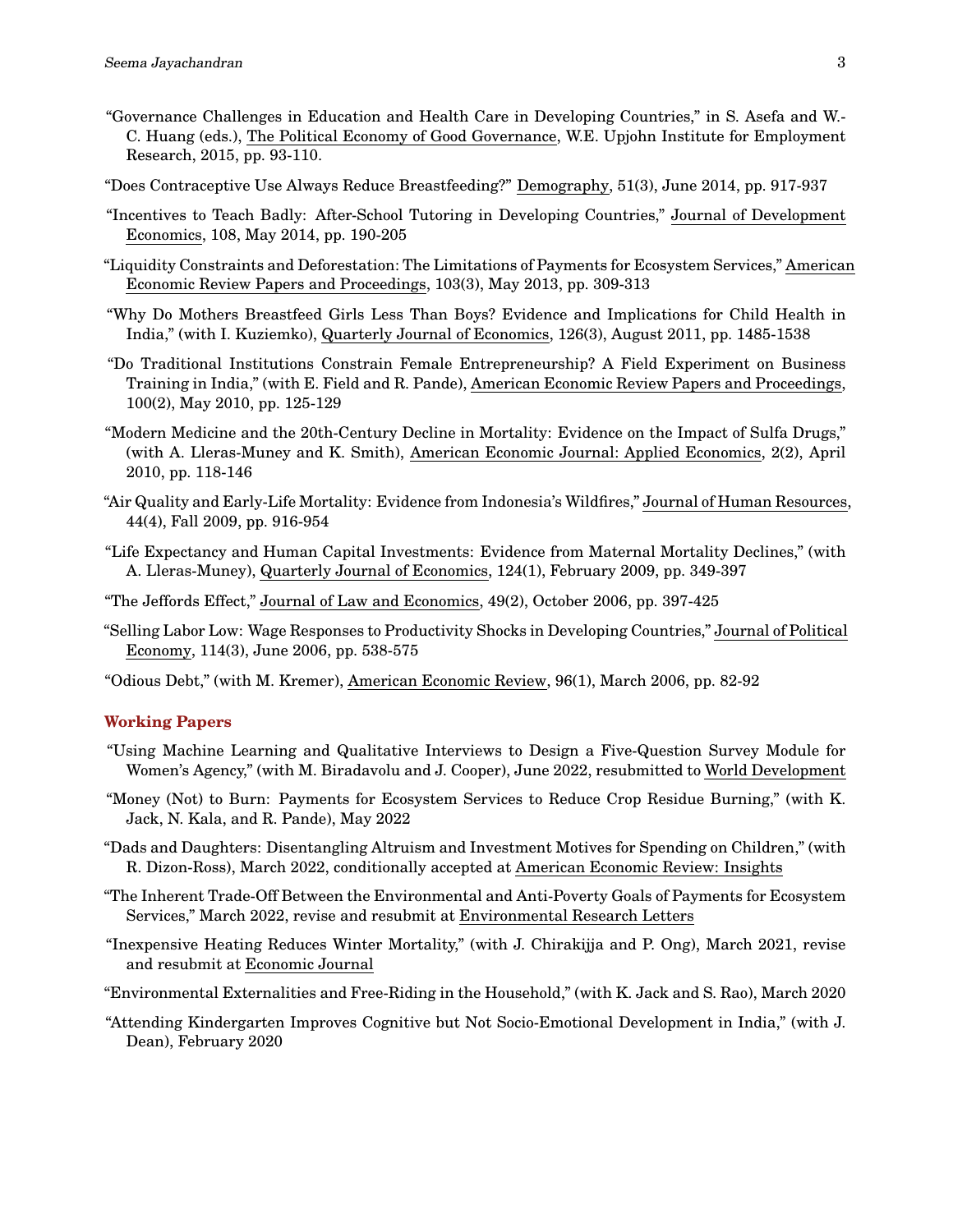"Governance Challenges in Education and Health Care in Developing Countries," in S. Asefa and W.-C. Huang (eds.), The Political Economy of Good Governance, W.E. Upjohn Institute for Employment Research, 2015, pp. 93-110.

"Does Contraceptive Use Always Reduce Breastfeeding?" Demography, 51(3), June 2014, pp. 917-937

"Incentives to Teach Badly: After-School Tutoring in Developing Countries," Journal of Development Economics, 108, May 2014, pp. 190-205

"Liquidity Constraints and Deforestation: The Limitations of Payments for Ecosystem Services," American Economic Review Papers and Proceedings, 103(3), May 2013, pp. 309-313

"Why Do Mothers Breastfeed Girls Less Than Boys? Evidence and Implications for Child Health in India," (with I. Kuziemko), Quarterly Journal of Economics, 126(3), August 2011, pp. 1485-1538

"Do Traditional Institutions Constrain Female Entrepreneurship? A Field Experiment on Business Training in India," (with E. Field and R. Pande), American Economic Review Papers and Proceedings, 100(2), May 2010, pp. 125-129

"Modern Medicine and the 20th-Century Decline in Mortality: Evidence on the Impact of Sulfa Drugs," (with A. Lleras-Muney and K. Smith), American Economic Journal: Applied Economics, 2(2), April 2010, pp. 118-146

"Air Quality and Early-Life Mortality: Evidence from Indonesia's Wildfires," Journal of Human Resources, 44(4), Fall 2009, pp. 916-954

"Life Expectancy and Human Capital Investments: Evidence from Maternal Mortality Declines," (with A. Lleras-Muney), Quarterly Journal of Economics, 124(1), February 2009, pp. 349-397

"The Jeffords Effect," Journal of Law and Economics, 49(2), October 2006, pp. 397-425

"Selling Labor Low: Wage Responses to Productivity Shocks in Developing Countries," Journal of Political Economy, 114(3), June 2006, pp. 538-575

"Odious Debt," (with M. Kremer), American Economic Review, 96(1), March 2006, pp. 82-92

## Working Papers

"Using Machine Learning and Qualitative Interviews to Design a Five-Question Survey Module for Women's Agency," (with M. Biradavolu and J. Cooper), June 2022, resubmitted to World Development

"Money (Not) to Burn: Payments for Ecosystem Services to Reduce Crop Residue Burning," (with K. Jack, N. Kala, and R. Pande), May 2022

"Dads and Daughters: Disentangling Altruism and Investment Motives for Spending on Children," (with R. Dizon-Ross), March 2022, conditionally accepted at American Economic Review: Insights

"The Inherent Trade-Off Between the Environmental and Anti-Poverty Goals of Payments for Ecosystem Services," March 2022, revise and resubmit at Environmental Research Letters

"Inexpensive Heating Reduces Winter Mortality," (with J. Chirakijja and P. Ong), March 2021, revise and resubmit at Economic Journal

"Environmental Externalities and Free-Riding in the Household," (with K. Jack and S. Rao), March 2020

"Attending Kindergarten Improves Cognitive but Not Socio-Emotional Development in India," (with J. Dean), February 2020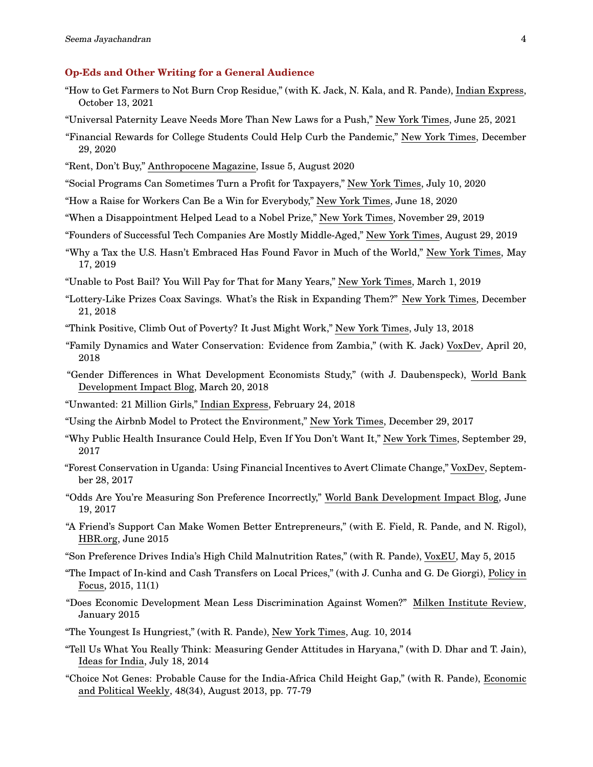## Op-Eds and Other Writing for a General Audience

"How to Get Farmers to Not Burn Crop Residue," (with K. Jack, N. Kala, and R. Pande), Indian Express, October 13, 2021

"Universal Paternity Leave Needs More Than New Laws for a Push," New York Times, June 25, 2021

"Financial Rewards for College Students Could Help Curb the Pandemic," New York Times, December 29, 2020

"Rent, Don't Buy," Anthropocene Magazine, Issue 5, August 2020

"Social Programs Can Sometimes Turn a Profit for Taxpayers," New York Times, July 10, 2020

"How a Raise for Workers Can Be a Win for Everybody," New York Times, June 18, 2020

"When a Disappointment Helped Lead to a Nobel Prize," New York Times, November 29, 2019

"Founders of Successful Tech Companies Are Mostly Middle-Aged," New York Times, August 29, 2019

"Why a Tax the U.S. Hasn't Embraced Has Found Favor in Much of the World," New York Times, May 17, 2019

"Unable to Post Bail? You Will Pay for That for Many Years," New York Times, March 1, 2019

"Lottery-Like Prizes Coax Savings. What's the Risk in Expanding Them?" New York Times, December 21, 2018

"Think Positive, Climb Out of Poverty? It Just Might Work," New York Times, July 13, 2018

"Family Dynamics and Water Conservation: Evidence from Zambia," (with K. Jack) VoxDev, April 20, 2018

"Gender Differences in What Development Economists Study," (with J. Daubenspeck), World Bank Development Impact Blog, March 20, 2018

"Unwanted: 21 Million Girls," Indian Express, February 24, 2018

"Using the Airbnb Model to Protect the Environment," New York Times, December 29, 2017

"Why Public Health Insurance Could Help, Even If You Don't Want It," New York Times, September 29, 2017

"Forest Conservation in Uganda: Using Financial Incentives to Avert Climate Change," VoxDev, September 28, 2017

"Odds Are You're Measuring Son Preference Incorrectly," World Bank Development Impact Blog, June 19, 2017

"A Friend's Support Can Make Women Better Entrepreneurs," (with E. Field, R. Pande, and N. Rigol), HBR.org, June 2015

"Son Preference Drives India's High Child Malnutrition Rates," (with R. Pande), VoxEU, May 5, 2015

"The Impact of In-kind and Cash Transfers on Local Prices," (with J. Cunha and G. De Giorgi), Policy in Focus, 2015, 11(1)

"Does Economic Development Mean Less Discrimination Against Women?" Milken Institute Review, January 2015

"The Youngest Is Hungriest," (with R. Pande), New York Times, Aug. 10, 2014

"Tell Us What You Really Think: Measuring Gender Attitudes in Haryana," (with D. Dhar and T. Jain), Ideas for India, July 18, 2014

"Choice Not Genes: Probable Cause for the India-Africa Child Height Gap," (with R. Pande), Economic and Political Weekly, 48(34), August 2013, pp. 77-79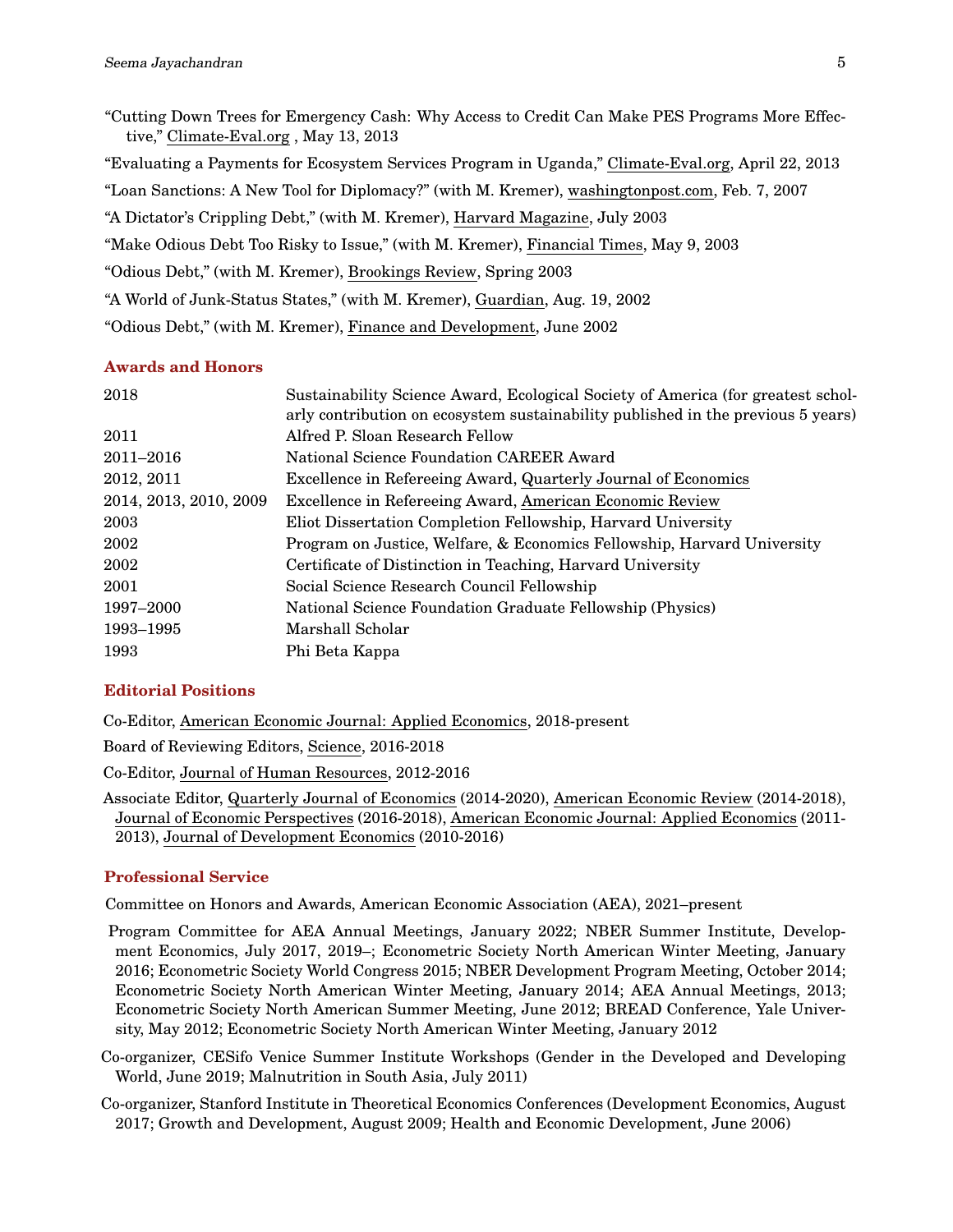"Cutting Down Trees for Emergency Cash: Why Access to Credit Can Make PES Programs More Effective," Climate-Eval.org , May 13, 2013

"Evaluating a Payments for Ecosystem Services Program in Uganda," Climate-Eval.org, April 22, 2013

"Loan Sanctions: A New Tool for Diplomacy?" (with M. Kremer), washingtonpost.com, Feb. 7, 2007

"A Dictator's Crippling Debt," (with M. Kremer), Harvard Magazine, July 2003

"Make Odious Debt Too Risky to Issue," (with M. Kremer), Financial Times, May 9, 2003

"Odious Debt," (with M. Kremer), Brookings Review, Spring 2003

"A World of Junk-Status States," (with M. Kremer), Guardian, Aug. 19, 2002

"Odious Debt," (with M. Kremer), Finance and Development, June 2002

## Awards and Honors

| | |
|---|---|
| 2018 | Sustainability Science Award, Ecological Society of America (for greatest scholarly contribution on ecosystem sustainability published in the previous 5 years) |
| 2011 | Alfred P. Sloan Research Fellow |
| 2011–2016 | National Science Foundation CAREER Award |
| 2012, 2011 | Excellence in Refereeing Award, Quarterly Journal of Economics |
| 2014, 2013, 2010, 2009 | Excellence in Refereeing Award, American Economic Review |
| 2003 | Eliot Dissertation Completion Fellowship, Harvard University |
| 2002 | Program on Justice, Welfare, & Economics Fellowship, Harvard University |
| 2002 | Certificate of Distinction in Teaching, Harvard University |
| 2001 | Social Science Research Council Fellowship |
| 1997–2000 | National Science Foundation Graduate Fellowship (Physics) |
| 1993–1995 | Marshall Scholar |
| 1993 | Phi Beta Kappa |

## Editorial Positions

Co-Editor, American Economic Journal: Applied Economics, 2018-present

Board of Reviewing Editors, Science, 2016-2018

Co-Editor, Journal of Human Resources, 2012-2016

Associate Editor, Quarterly Journal of Economics (2014-2020), American Economic Review (2014-2018), Journal of Economic Perspectives (2016-2018), American Economic Journal: Applied Economics (2011-2013), Journal of Development Economics (2010-2016)

## Professional Service

Committee on Honors and Awards, American Economic Association (AEA), 2021–present

Program Committee for AEA Annual Meetings, January 2022; NBER Summer Institute, Development Economics, July 2017, 2019–; Econometric Society North American Winter Meeting, January 2016; Econometric Society World Congress 2015; NBER Development Program Meeting, October 2014; Econometric Society North American Winter Meeting, January 2014; AEA Annual Meetings, 2013; Econometric Society North American Summer Meeting, June 2012; BREAD Conference, Yale University, May 2012; Econometric Society North American Winter Meeting, January 2012

Co-organizer, CESifo Venice Summer Institute Workshops (Gender in the Developed and Developing World, June 2019; Malnutrition in South Asia, July 2011)

Co-organizer, Stanford Institute in Theoretical Economics Conferences (Development Economics, August 2017; Growth and Development, August 2009; Health and Economic Development, June 2006)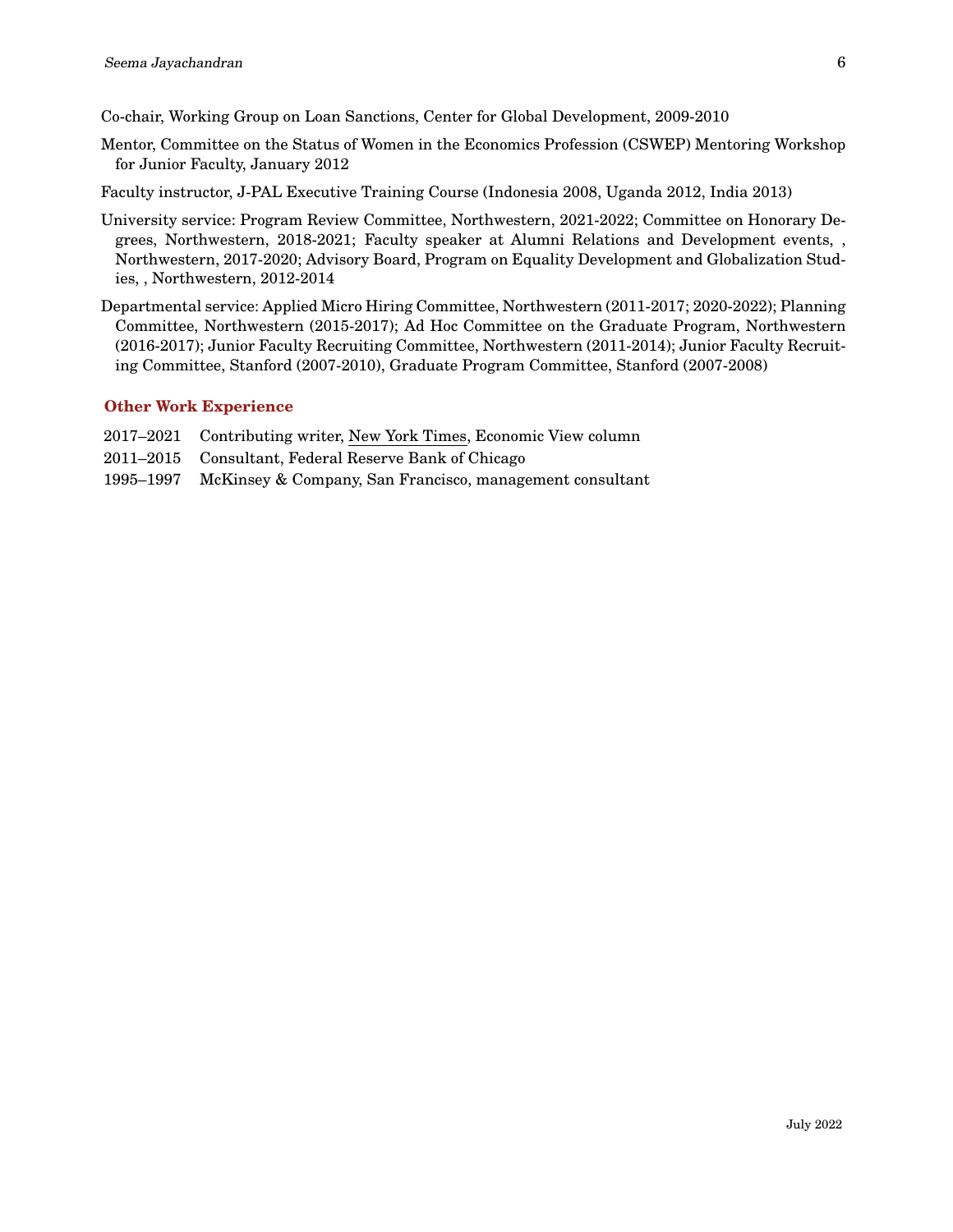Co-chair, Working Group on Loan Sanctions, Center for Global Development, 2009-2010

Mentor, Committee on the Status of Women in the Economics Profession (CSWEP) Mentoring Workshop for Junior Faculty, January 2012

Faculty instructor, J-PAL Executive Training Course (Indonesia 2008, Uganda 2012, India 2013)

University service: Program Review Committee, Northwestern, 2021-2022; Committee on Honorary Degrees, Northwestern, 2018-2021; Faculty speaker at Alumni Relations and Development events, , Northwestern, 2017-2020; Advisory Board, Program on Equality Development and Globalization Studies, , Northwestern, 2012-2014

Departmental service: Applied Micro Hiring Committee, Northwestern (2011-2017; 2020-2022); Planning Committee, Northwestern (2015-2017); Ad Hoc Committee on the Graduate Program, Northwestern (2016-2017); Junior Faculty Recruiting Committee, Northwestern (2011-2014); Junior Faculty Recruiting Committee, Stanford (2007-2010), Graduate Program Committee, Stanford (2007-2008)

## Other Work Experience

2017–2021 Contributing writer, New York Times, Economic View column

2011–2015 Consultant, Federal Reserve Bank of Chicago

1995–1997 McKinsey & Company, San Francisco, management consultant

July 2022